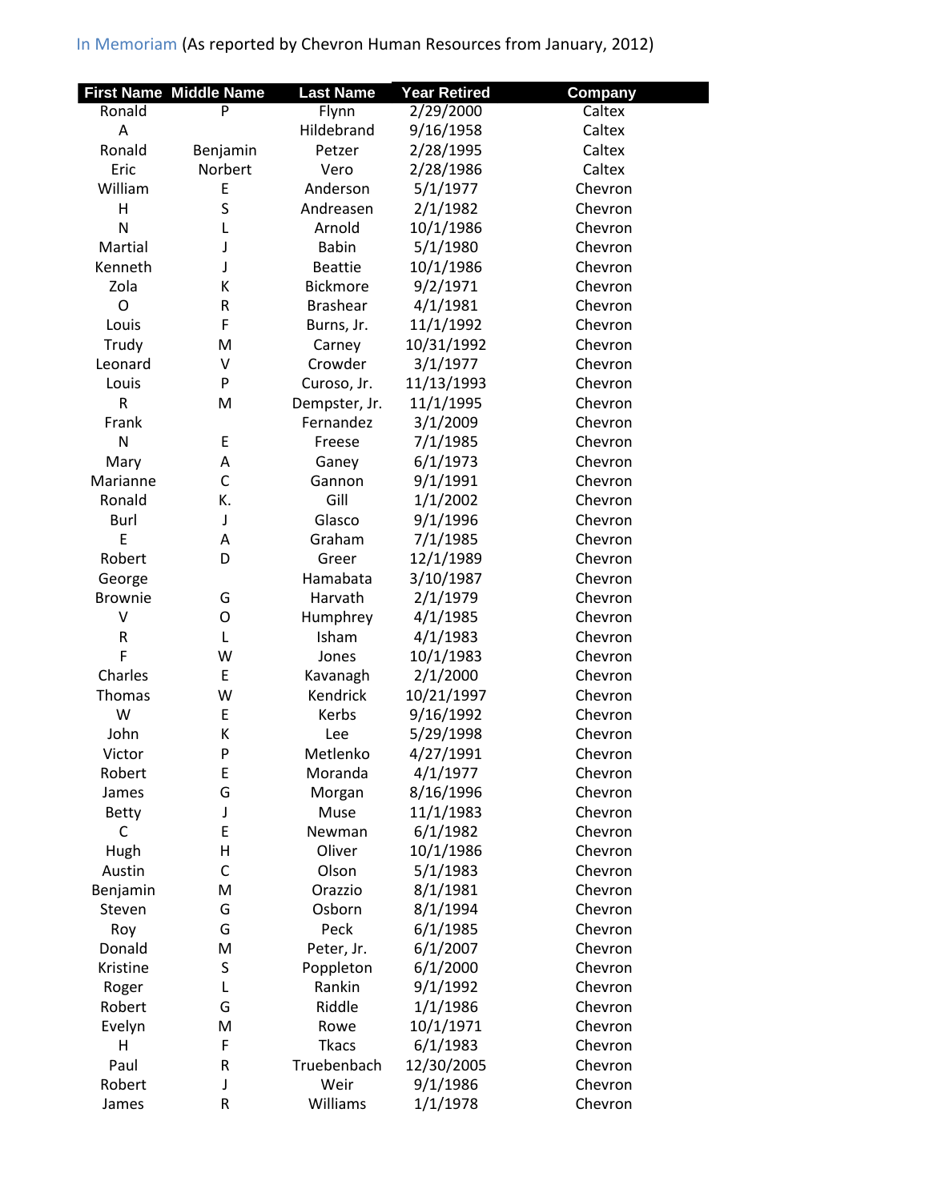In Memoriam (As reported by Chevron Human Resources from January, 2012)

| First Name | Middle Name | Last Name | Year Retired | Company |
| --- | --- | --- | --- | --- |
| Ronald | P | Flynn | 2/29/2000 | Caltex |
| A | | Hildebrand | 9/16/1958 | Caltex |
| Ronald | Benjamin | Petzer | 2/28/1995 | Caltex |
| Eric | Norbert | Vero | 2/28/1986 | Caltex |
| William | E | Anderson | 5/1/1977 | Chevron |
| H | S | Andreasen | 2/1/1982 | Chevron |
| N | L | Arnold | 10/1/1986 | Chevron |
| Martial | J | Babin | 5/1/1980 | Chevron |
| Kenneth | J | Beattie | 10/1/1986 | Chevron |
| Zola | K | Bickmore | 9/2/1971 | Chevron |
| O | R | Brashear | 4/1/1981 | Chevron |
| Louis | F | Burns, Jr. | 11/1/1992 | Chevron |
| Trudy | M | Carney | 10/31/1992 | Chevron |
| Leonard | V | Crowder | 3/1/1977 | Chevron |
| Louis | P | Curoso, Jr. | 11/13/1993 | Chevron |
| R | M | Dempster, Jr. | 11/1/1995 | Chevron |
| Frank | | Fernandez | 3/1/2009 | Chevron |
| N | E | Freese | 7/1/1985 | Chevron |
| Mary | A | Ganey | 6/1/1973 | Chevron |
| Marianne | C | Gannon | 9/1/1991 | Chevron |
| Ronald | K. | Gill | 1/1/2002 | Chevron |
| Burl | J | Glasco | 9/1/1996 | Chevron |
| E | A | Graham | 7/1/1985 | Chevron |
| Robert | D | Greer | 12/1/1989 | Chevron |
| George | | Hamabata | 3/10/1987 | Chevron |
| Brownie | G | Harvath | 2/1/1979 | Chevron |
| V | O | Humphrey | 4/1/1985 | Chevron |
| R | L | Isham | 4/1/1983 | Chevron |
| F | W | Jones | 10/1/1983 | Chevron |
| Charles | E | Kavanagh | 2/1/2000 | Chevron |
| Thomas | W | Kendrick | 10/21/1997 | Chevron |
| W | E | Kerbs | 9/16/1992 | Chevron |
| John | K | Lee | 5/29/1998 | Chevron |
| Victor | P | Metlenko | 4/27/1991 | Chevron |
| Robert | E | Moranda | 4/1/1977 | Chevron |
| James | G | Morgan | 8/16/1996 | Chevron |
| Betty | J | Muse | 11/1/1983 | Chevron |
| C | E | Newman | 6/1/1982 | Chevron |
| Hugh | H | Oliver | 10/1/1986 | Chevron |
| Austin | C | Olson | 5/1/1983 | Chevron |
| Benjamin | M | Orazzio | 8/1/1981 | Chevron |
| Steven | G | Osborn | 8/1/1994 | Chevron |
| Roy | G | Peck | 6/1/1985 | Chevron |
| Donald | M | Peter, Jr. | 6/1/2007 | Chevron |
| Kristine | S | Poppleton | 6/1/2000 | Chevron |
| Roger | L | Rankin | 9/1/1992 | Chevron |
| Robert | G | Riddle | 1/1/1986 | Chevron |
| Evelyn | M | Rowe | 10/1/1971 | Chevron |
| H | F | Tkacs | 6/1/1983 | Chevron |
| Paul | R | Truebenbach | 12/30/2005 | Chevron |
| Robert | J | Weir | 9/1/1986 | Chevron |
| James | R | Williams | 1/1/1978 | Chevron |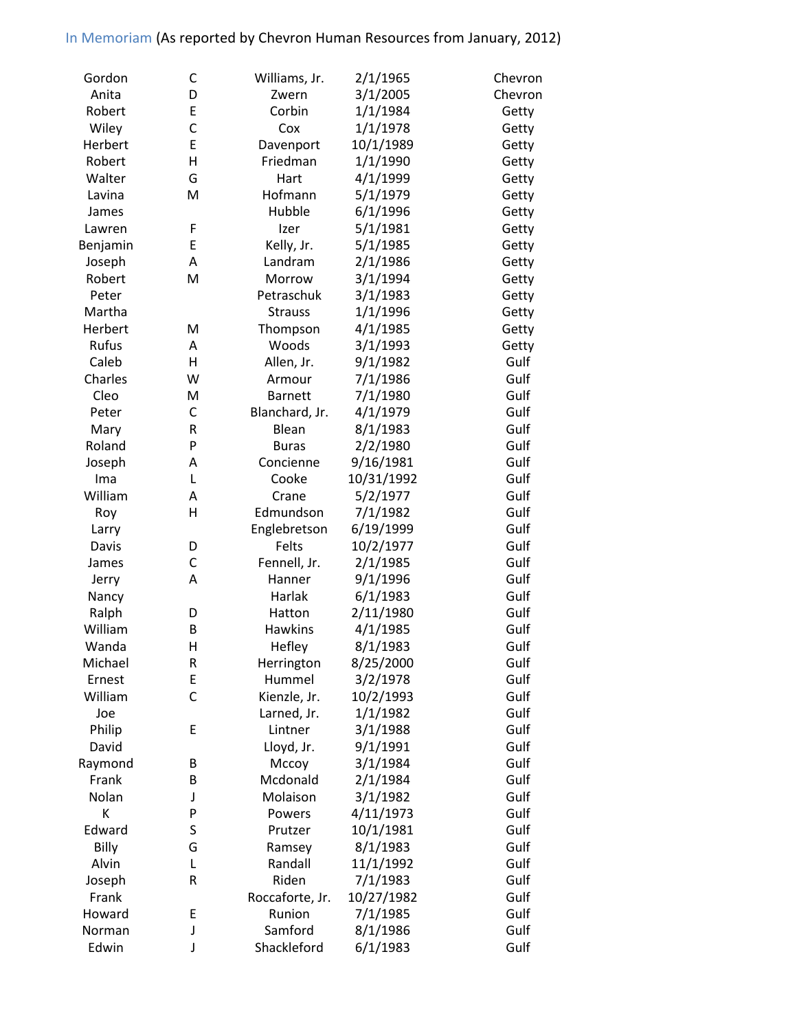In Memoriam (As reported by Chevron Human Resources from January, 2012)

| | | | | |
|---|---|---|---|---|
| Gordon | C | Williams, Jr. | 2/1/1965 | Chevron |
| Anita | D | Zwern | 3/1/2005 | Chevron |
| Robert | E | Corbin | 1/1/1984 | Getty |
| Wiley | C | Cox | 1/1/1978 | Getty |
| Herbert | E | Davenport | 10/1/1989 | Getty |
| Robert | H | Friedman | 1/1/1990 | Getty |
| Walter | G | Hart | 4/1/1999 | Getty |
| Lavina | M | Hofmann | 5/1/1979 | Getty |
| James | | Hubble | 6/1/1996 | Getty |
| Lawren | F | Izer | 5/1/1981 | Getty |
| Benjamin | E | Kelly, Jr. | 5/1/1985 | Getty |
| Joseph | A | Landram | 2/1/1986 | Getty |
| Robert | M | Morrow | 3/1/1994 | Getty |
| Peter | | Petraschuk | 3/1/1983 | Getty |
| Martha | | Strauss | 1/1/1996 | Getty |
| Herbert | M | Thompson | 4/1/1985 | Getty |
| Rufus | A | Woods | 3/1/1993 | Getty |
| Caleb | H | Allen, Jr. | 9/1/1982 | Gulf |
| Charles | W | Armour | 7/1/1986 | Gulf |
| Cleo | M | Barnett | 7/1/1980 | Gulf |
| Peter | C | Blanchard, Jr. | 4/1/1979 | Gulf |
| Mary | R | Blean | 8/1/1983 | Gulf |
| Roland | P | Buras | 2/2/1980 | Gulf |
| Joseph | A | Concienne | 9/16/1981 | Gulf |
| Ima | L | Cooke | 10/31/1992 | Gulf |
| William | A | Crane | 5/2/1977 | Gulf |
| Roy | H | Edmundson | 7/1/1982 | Gulf |
| Larry | | Englebretson | 6/19/1999 | Gulf |
| Davis | D | Felts | 10/2/1977 | Gulf |
| James | C | Fennell, Jr. | 2/1/1985 | Gulf |
| Jerry | A | Hanner | 9/1/1996 | Gulf |
| Nancy | | Harlak | 6/1/1983 | Gulf |
| Ralph | D | Hatton | 2/11/1980 | Gulf |
| William | B | Hawkins | 4/1/1985 | Gulf |
| Wanda | H | Hefley | 8/1/1983 | Gulf |
| Michael | R | Herrington | 8/25/2000 | Gulf |
| Ernest | E | Hummel | 3/2/1978 | Gulf |
| William | C | Kienzle, Jr. | 10/2/1993 | Gulf |
| Joe | | Larned, Jr. | 1/1/1982 | Gulf |
| Philip | E | Lintner | 3/1/1988 | Gulf |
| David | | Lloyd, Jr. | 9/1/1991 | Gulf |
| Raymond | B | Mccoy | 3/1/1984 | Gulf |
| Frank | B | Mcdonald | 2/1/1984 | Gulf |
| Nolan | J | Molaison | 3/1/1982 | Gulf |
| K | P | Powers | 4/11/1973 | Gulf |
| Edward | S | Prutzer | 10/1/1981 | Gulf |
| Billy | G | Ramsey | 8/1/1983 | Gulf |
| Alvin | L | Randall | 11/1/1992 | Gulf |
| Joseph | R | Riden | 7/1/1983 | Gulf |
| Frank | | Roccaforte, Jr. | 10/27/1982 | Gulf |
| Howard | E | Runion | 7/1/1985 | Gulf |
| Norman | J | Samford | 8/1/1986 | Gulf |
| Edwin | J | Shackleford | 6/1/1983 | Gulf |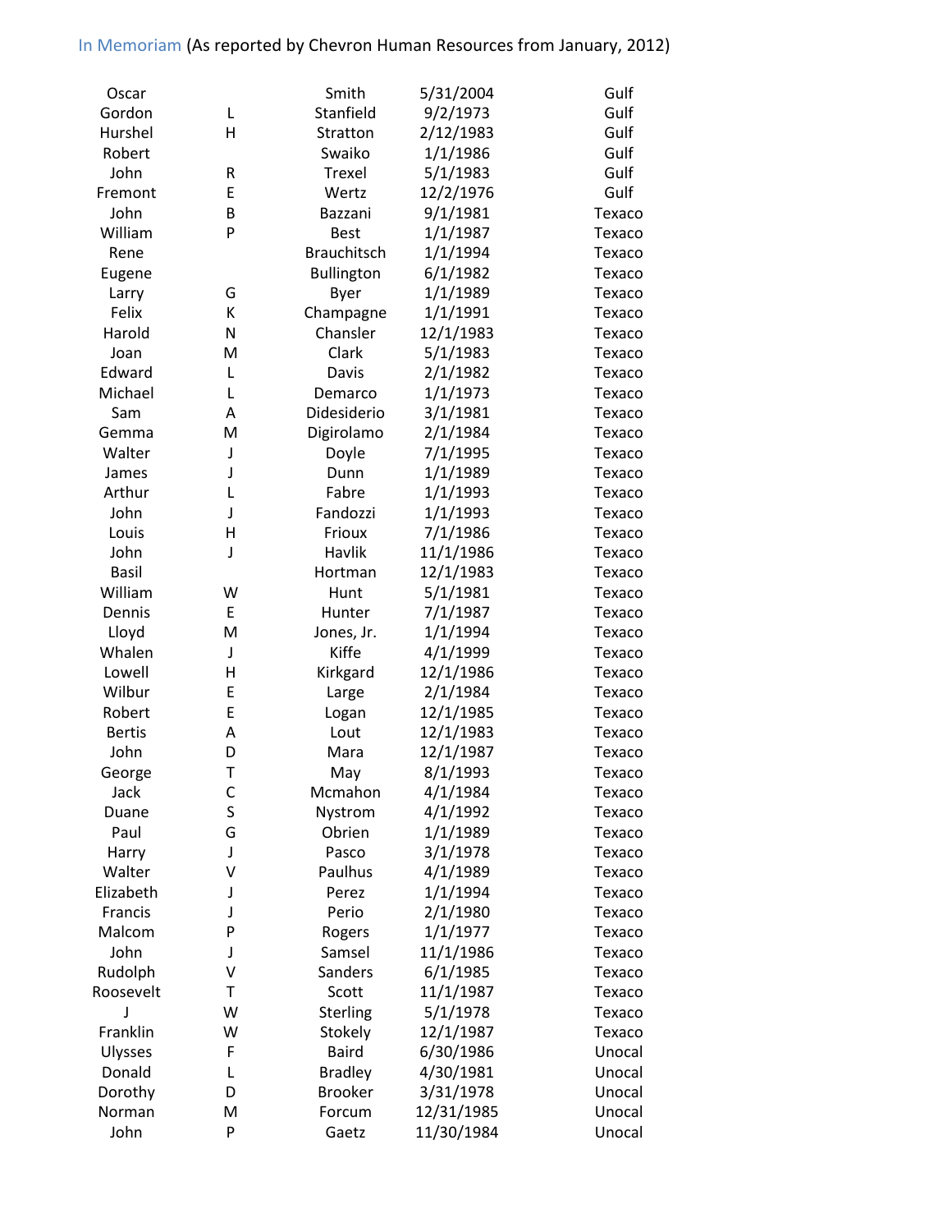In Memoriam (As reported by Chevron Human Resources from January, 2012)

| | | | | |
|---|---|---|---|---|
| Oscar | | Smith | 5/31/2004 | Gulf |
| Gordon | L | Stanfield | 9/2/1973 | Gulf |
| Hurshel | H | Stratton | 2/12/1983 | Gulf |
| Robert | | Swaiko | 1/1/1986 | Gulf |
| John | R | Trexel | 5/1/1983 | Gulf |
| Fremont | E | Wertz | 12/2/1976 | Gulf |
| John | B | Bazzani | 9/1/1981 | Texaco |
| William | P | Best | 1/1/1987 | Texaco |
| Rene | | Brauchitsch | 1/1/1994 | Texaco |
| Eugene | | Bullington | 6/1/1982 | Texaco |
| Larry | G | Byer | 1/1/1989 | Texaco |
| Felix | K | Champagne | 1/1/1991 | Texaco |
| Harold | N | Chansler | 12/1/1983 | Texaco |
| Joan | M | Clark | 5/1/1983 | Texaco |
| Edward | L | Davis | 2/1/1982 | Texaco |
| Michael | L | Demarco | 1/1/1973 | Texaco |
| Sam | A | Didesiderio | 3/1/1981 | Texaco |
| Gemma | M | Digirolamo | 2/1/1984 | Texaco |
| Walter | J | Doyle | 7/1/1995 | Texaco |
| James | J | Dunn | 1/1/1989 | Texaco |
| Arthur | L | Fabre | 1/1/1993 | Texaco |
| John | J | Fandozzi | 1/1/1993 | Texaco |
| Louis | H | Frioux | 7/1/1986 | Texaco |
| John | J | Havlik | 11/1/1986 | Texaco |
| Basil | | Hortman | 12/1/1983 | Texaco |
| William | W | Hunt | 5/1/1981 | Texaco |
| Dennis | E | Hunter | 7/1/1987 | Texaco |
| Lloyd | M | Jones, Jr. | 1/1/1994 | Texaco |
| Whalen | J | Kiffe | 4/1/1999 | Texaco |
| Lowell | H | Kirkgard | 12/1/1986 | Texaco |
| Wilbur | E | Large | 2/1/1984 | Texaco |
| Robert | E | Logan | 12/1/1985 | Texaco |
| Bertis | A | Lout | 12/1/1983 | Texaco |
| John | D | Mara | 12/1/1987 | Texaco |
| George | T | May | 8/1/1993 | Texaco |
| Jack | C | Mcmahon | 4/1/1984 | Texaco |
| Duane | S | Nystrom | 4/1/1992 | Texaco |
| Paul | G | Obrien | 1/1/1989 | Texaco |
| Harry | J | Pasco | 3/1/1978 | Texaco |
| Walter | V | Paulhus | 4/1/1989 | Texaco |
| Elizabeth | J | Perez | 1/1/1994 | Texaco |
| Francis | J | Perio | 2/1/1980 | Texaco |
| Malcom | P | Rogers | 1/1/1977 | Texaco |
| John | J | Samsel | 11/1/1986 | Texaco |
| Rudolph | V | Sanders | 6/1/1985 | Texaco |
| Roosevelt | T | Scott | 11/1/1987 | Texaco |
| J | W | Sterling | 5/1/1978 | Texaco |
| Franklin | W | Stokely | 12/1/1987 | Texaco |
| Ulysses | F | Baird | 6/30/1986 | Unocal |
| Donald | L | Bradley | 4/30/1981 | Unocal |
| Dorothy | D | Brooker | 3/31/1978 | Unocal |
| Norman | M | Forcum | 12/31/1985 | Unocal |
| John | P | Gaetz | 11/30/1984 | Unocal |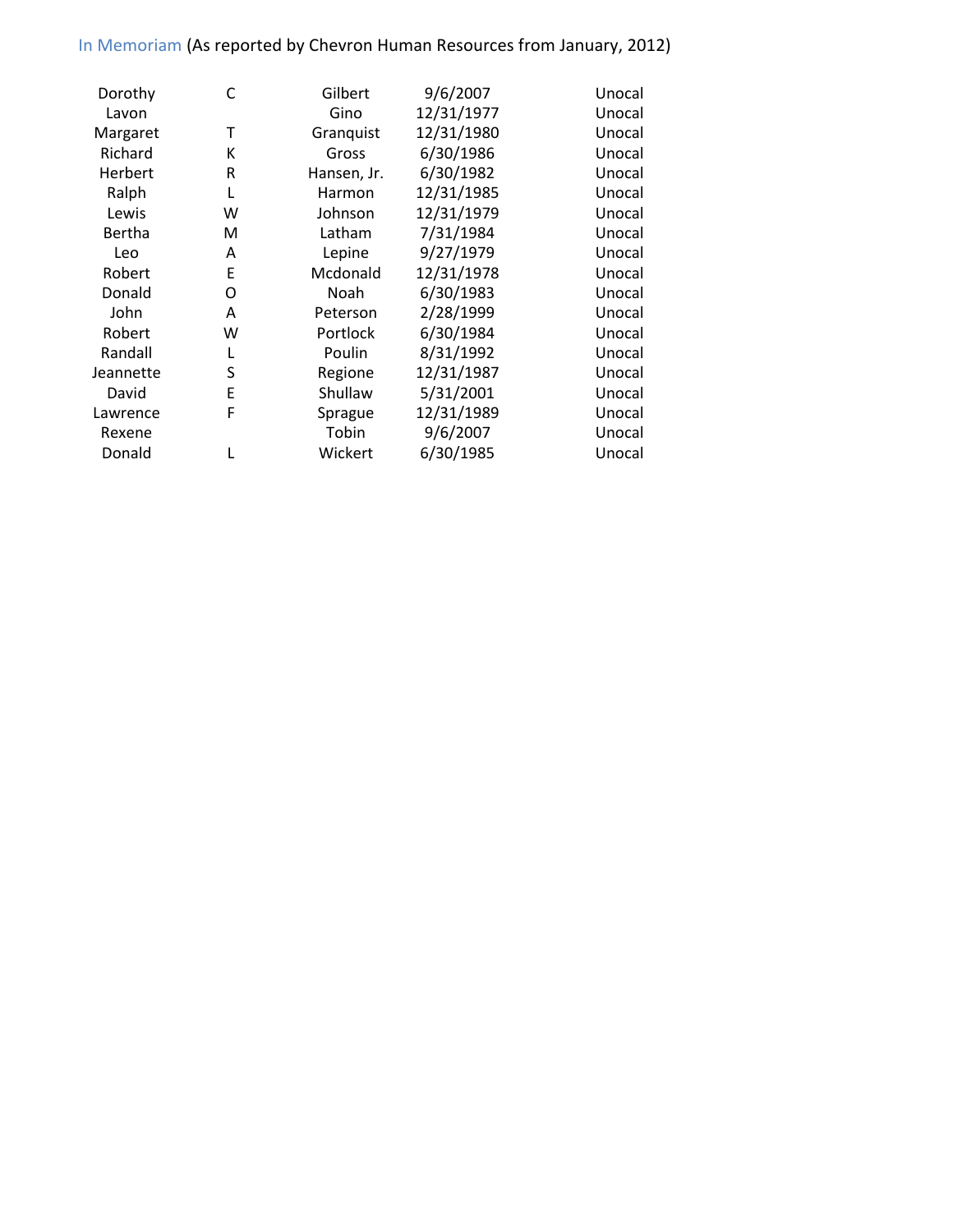In Memoriam (As reported by Chevron Human Resources from January, 2012)

| | | | | |
|---|---|---|---|---|
| Dorothy | C | Gilbert | 9/6/2007 | Unocal |
| Lavon | | Gino | 12/31/1977 | Unocal |
| Margaret | T | Granquist | 12/31/1980 | Unocal |
| Richard | K | Gross | 6/30/1986 | Unocal |
| Herbert | R | Hansen, Jr. | 6/30/1982 | Unocal |
| Ralph | L | Harmon | 12/31/1985 | Unocal |
| Lewis | W | Johnson | 12/31/1979 | Unocal |
| Bertha | M | Latham | 7/31/1984 | Unocal |
| Leo | A | Lepine | 9/27/1979 | Unocal |
| Robert | E | Mcdonald | 12/31/1978 | Unocal |
| Donald | O | Noah | 6/30/1983 | Unocal |
| John | A | Peterson | 2/28/1999 | Unocal |
| Robert | W | Portlock | 6/30/1984 | Unocal |
| Randall | L | Poulin | 8/31/1992 | Unocal |
| Jeannette | S | Regione | 12/31/1987 | Unocal |
| David | E | Shullaw | 5/31/2001 | Unocal |
| Lawrence | F | Sprague | 12/31/1989 | Unocal |
| Rexene | | Tobin | 9/6/2007 | Unocal |
| Donald | L | Wickert | 6/30/1985 | Unocal |